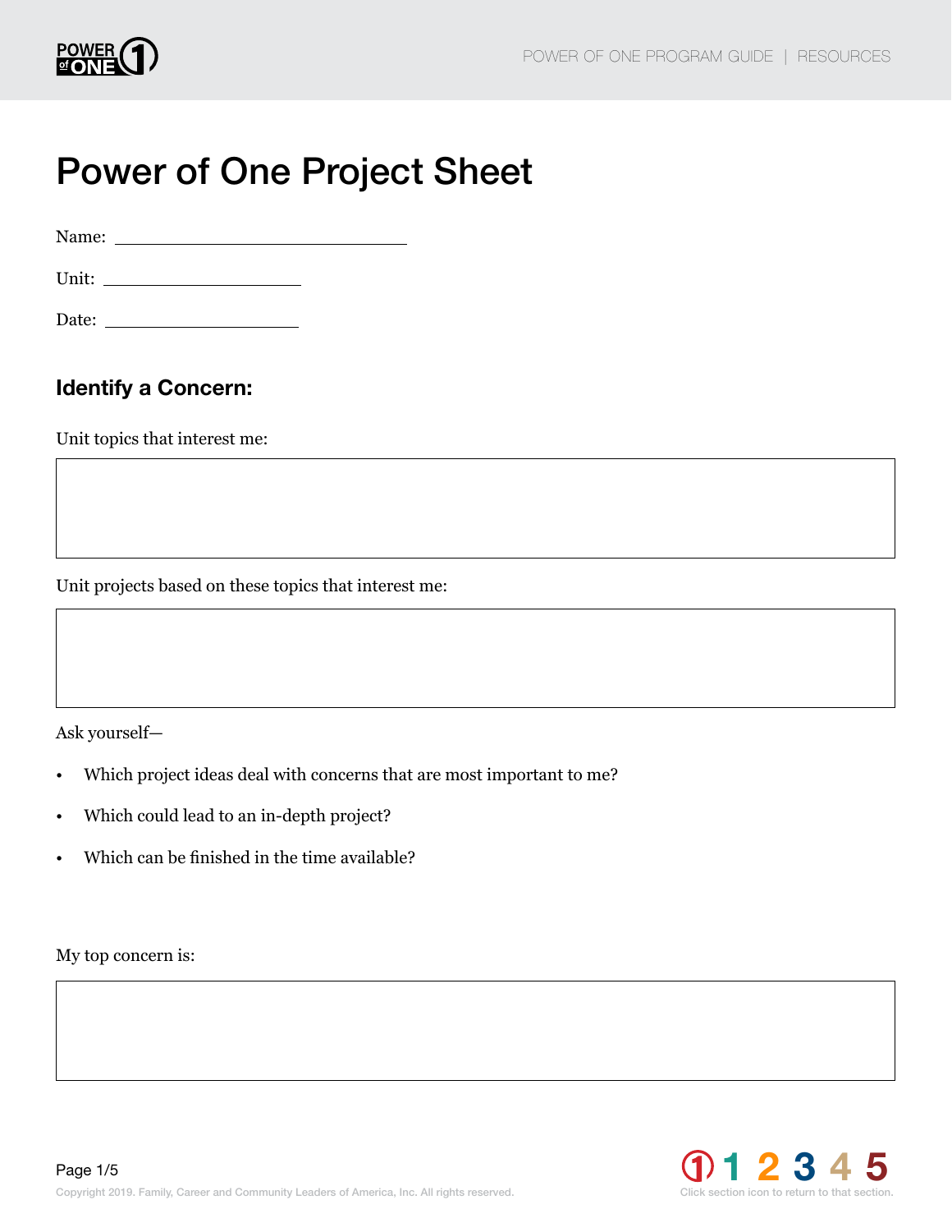# Power of One Project Sheet

Name: ______________________________

Unit: ____________________

Date: ____________________

## Identify a Concern:

Unit topics that interest me:

Unit projects based on these topics that interest me:

Ask yourself—

- Which project ideas deal with concerns that are most important to me?
- Which could lead to an in-depth project?
- Which can be finished in the time available?

My top concern is:

Copyright 2019. Family, Career and Community Leaders of America, Inc. All rights reserved.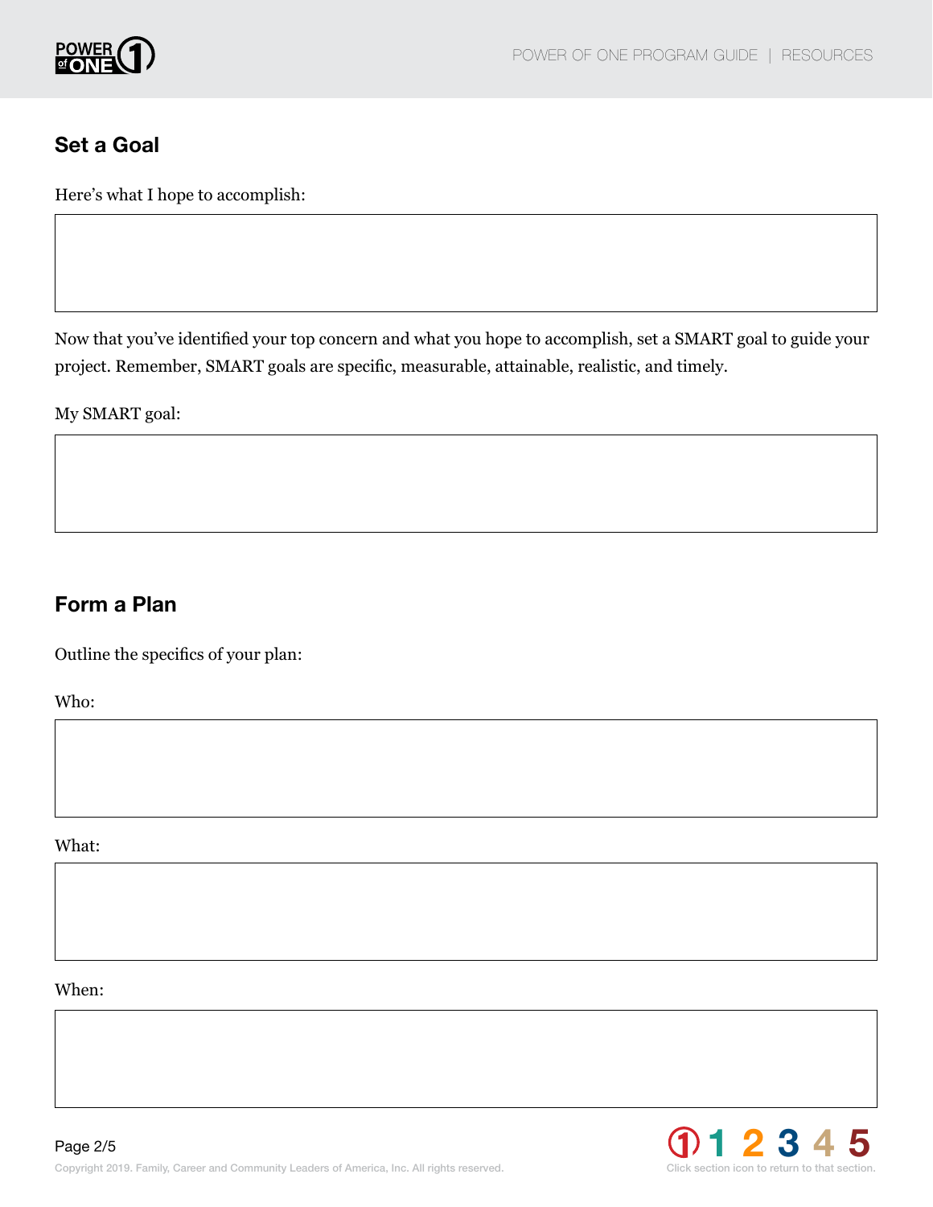## Set a Goal

Here's what I hope to accomplish:

Now that you've identified your top concern and what you hope to accomplish, set a SMART goal to guide your project. Remember, SMART goals are specific, measurable, attainable, realistic, and timely.

My SMART goal:

## Form a Plan

Outline the specifics of your plan:

Who:

What:

When: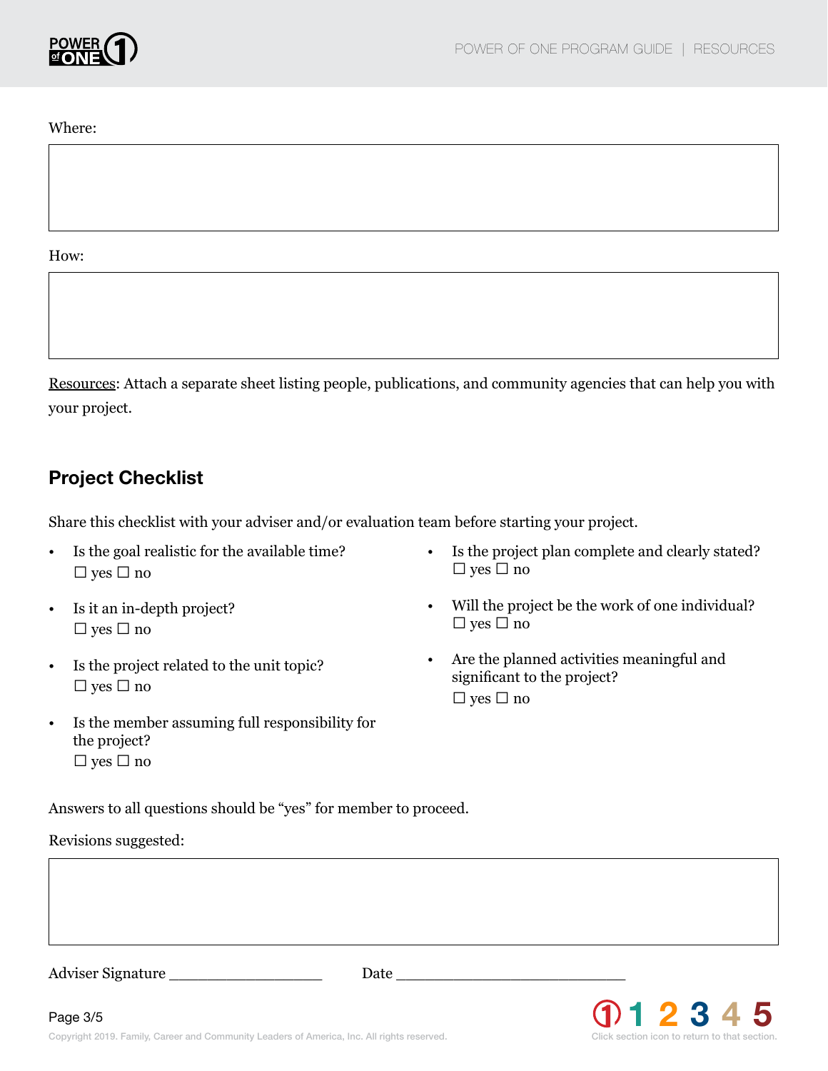Where:

How:

Resources: Attach a separate sheet listing people, publications, and community agencies that can help you with your project.

## Project Checklist

Share this checklist with your adviser and/or evaluation team before starting your project.

- Is the goal realistic for the available time?
  ☐ yes ☐ no
- Is it an in-depth project?
  ☐ yes ☐ no
- Is the project related to the unit topic?
  ☐ yes ☐ no
- Is the member assuming full responsibility for the project?
  ☐ yes ☐ no
- Is the project plan complete and clearly stated?
  ☐ yes ☐ no
- Will the project be the work of one individual?
  ☐ yes ☐ no
- Are the planned activities meaningful and significant to the project?
  ☐ yes ☐ no

Answers to all questions should be "yes" for member to proceed.

Revisions suggested:

Adviser Signature ________________ Date ________________________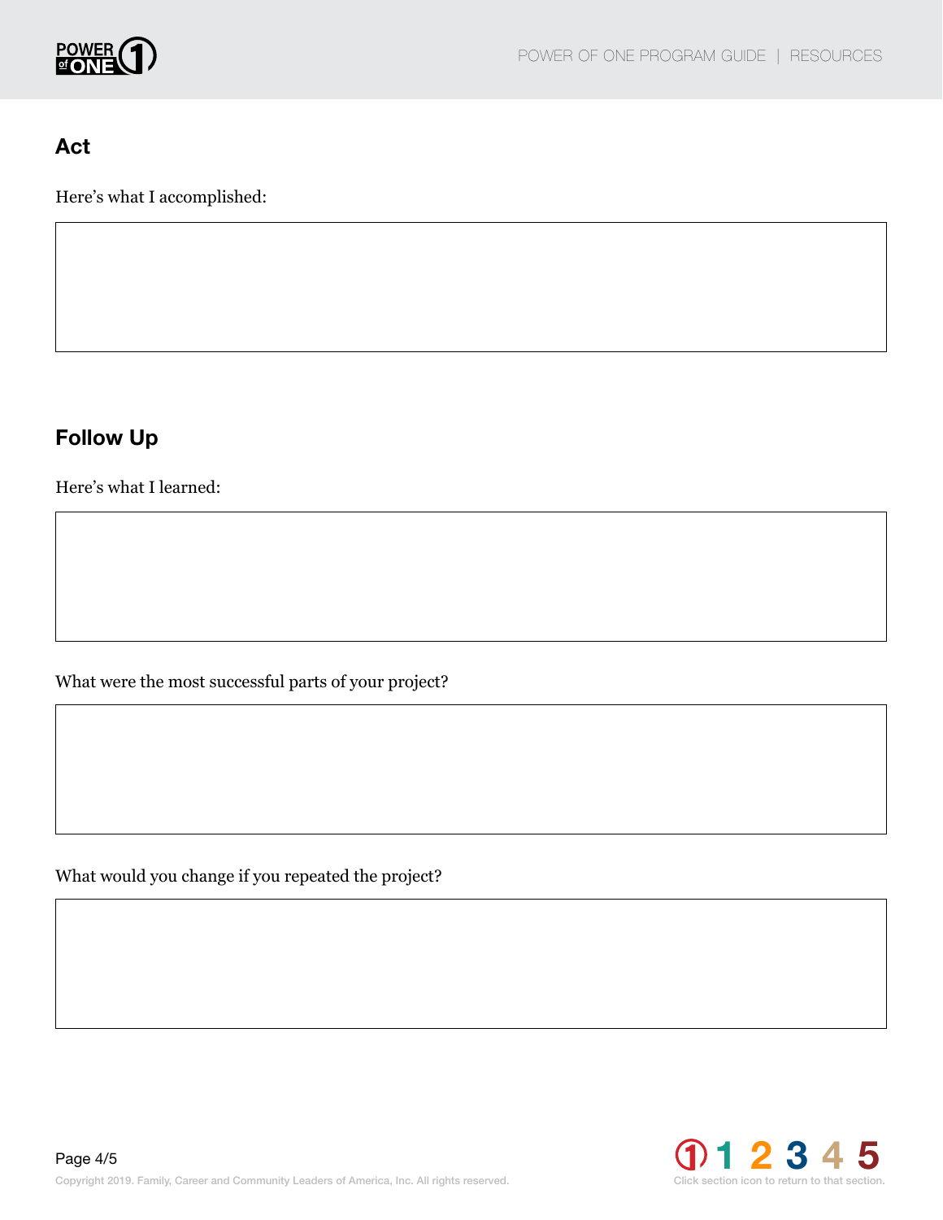## Act

Here's what I accomplished:

## Follow Up

Here's what I learned:

What were the most successful parts of your project?

What would you change if you repeated the project?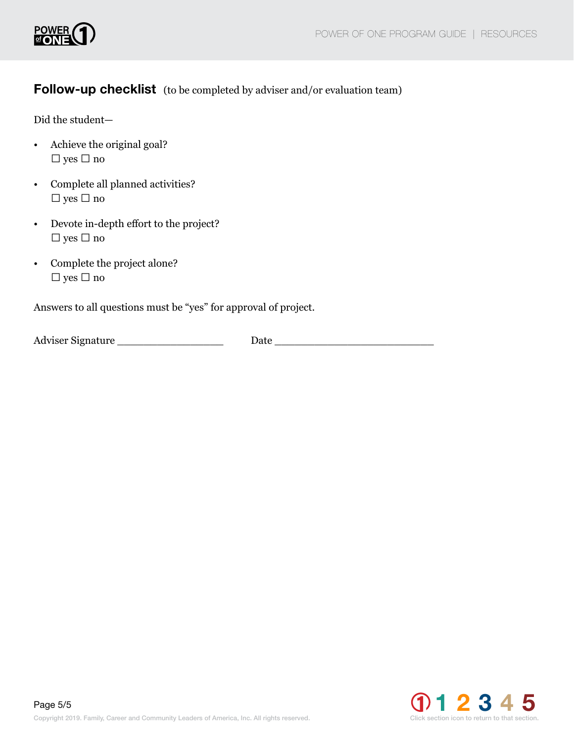## Follow-up checklist (to be completed by adviser and/or evaluation team)

Did the student—

- Achieve the original goal?
  ☐ yes ☐ no
- Complete all planned activities?
  ☐ yes ☐ no
- Devote in-depth effort to the project?
  ☐ yes ☐ no
- Complete the project alone?
  ☐ yes ☐ no

Answers to all questions must be “yes” for approval of project.

Adviser Signature _________________ Date _________________________

Copyright 2019. Family, Career and Community Leaders of America, Inc. All rights reserved.